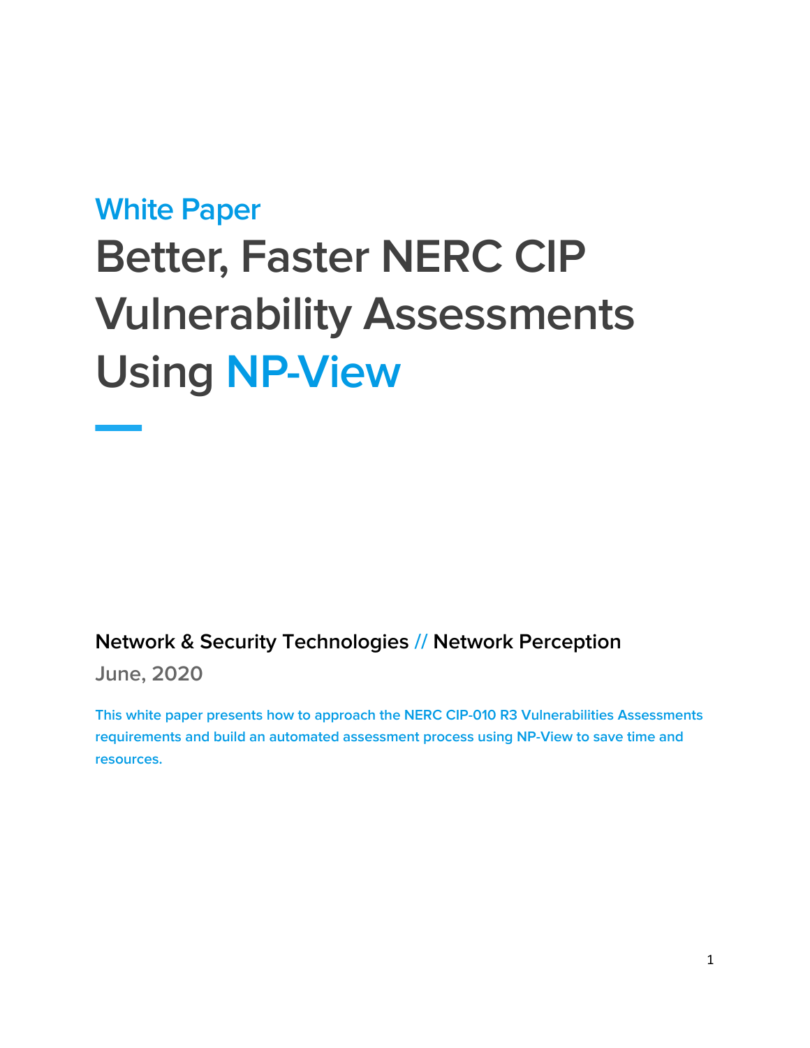White Paper

# Better, Faster NERC CIP Vulnerability Assessments Using NP-View

**Network & Security Technologies // Network Perception**

June, 2020

This white paper presents how to approach the NERC CIP-010 R3 Vulnerabilities Assessments requirements and build an automated assessment process using NP-View to save time and resources.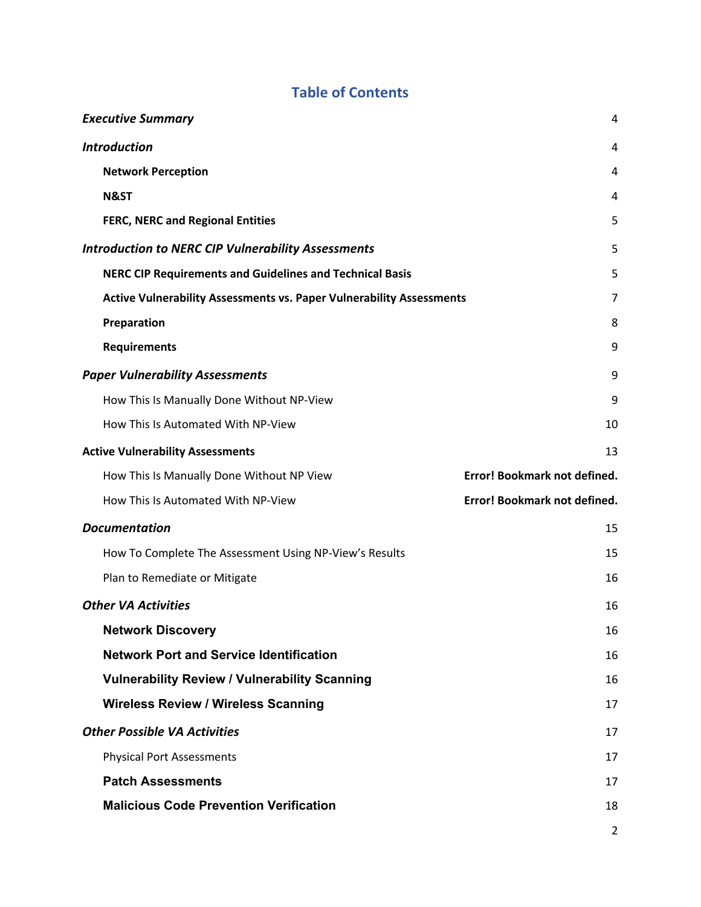## Table of Contents

| | |
|---|---|
| ***Executive Summary*** | 4 |
| ***Introduction*** | 4 |
| **Network Perception** | 4 |
| **N&ST** | 4 |
| **FERC, NERC and Regional Entities** | 5 |
| ***Introduction to NERC CIP Vulnerability Assessments*** | 5 |
| **NERC CIP Requirements and Guidelines and Technical Basis** | 5 |
| **Active Vulnerability Assessments vs. Paper Vulnerability Assessments** | 7 |
| **Preparation** | 8 |
| **Requirements** | 9 |
| ***Paper Vulnerability Assessments*** | 9 |
| How This Is Manually Done Without NP-View | 9 |
| How This Is Automated With NP-View | 10 |
| **Active Vulnerability Assessments** | 13 |
| How This Is Manually Done Without NP View | **Error! Bookmark not defined.** |
| How This Is Automated With NP-View | **Error! Bookmark not defined.** |
| ***Documentation*** | 15 |
| How To Complete The Assessment Using NP-View's Results | 15 |
| Plan to Remediate or Mitigate | 16 |
| ***Other VA Activities*** | 16 |
| **Network Discovery** | 16 |
| **Network Port and Service Identification** | 16 |
| **Vulnerability Review / Vulnerability Scanning** | 16 |
| **Wireless Review / Wireless Scanning** | 17 |
| ***Other Possible VA Activities*** | 17 |
| Physical Port Assessments | 17 |
| **Patch Assessments** | 17 |
| **Malicious Code Prevention Verification** | 18 |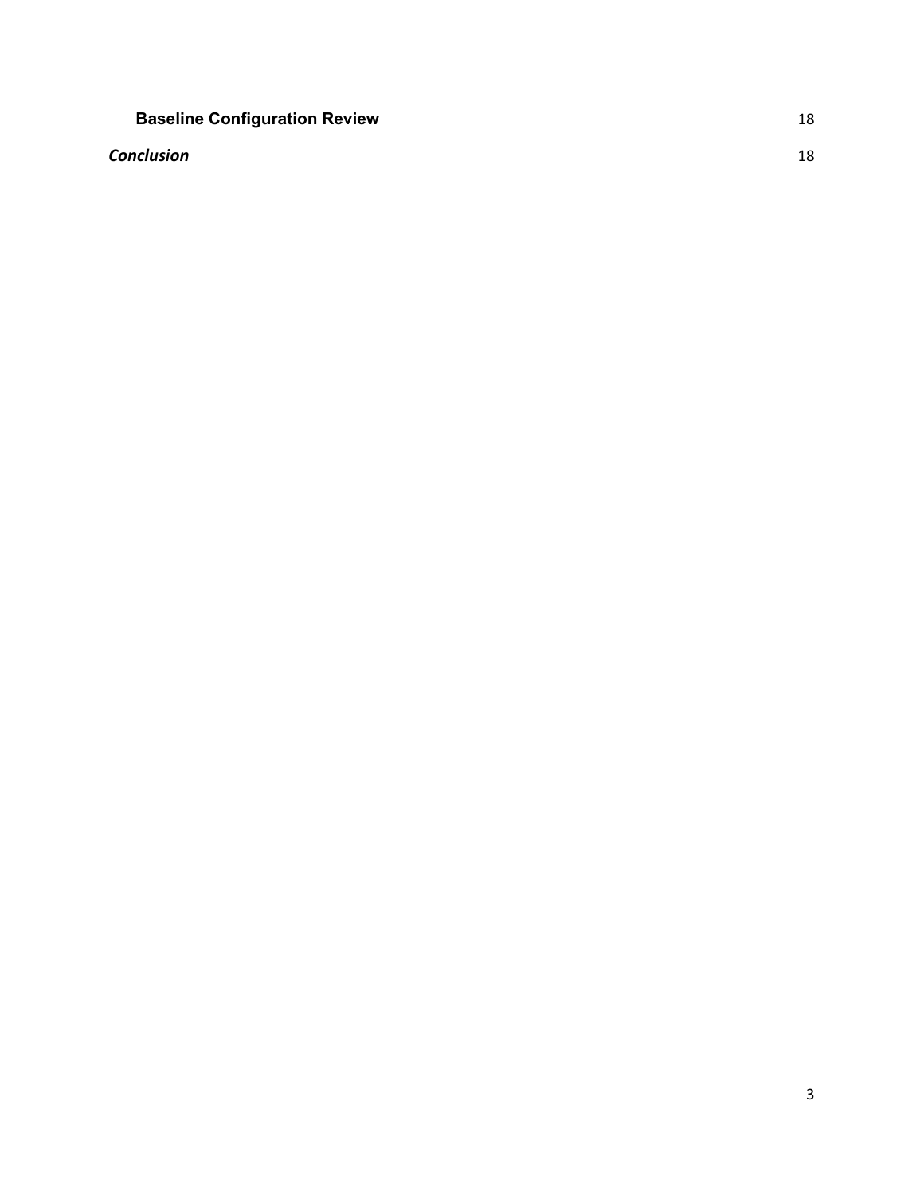**Baseline Configuration Review** 18

***Conclusion*** 18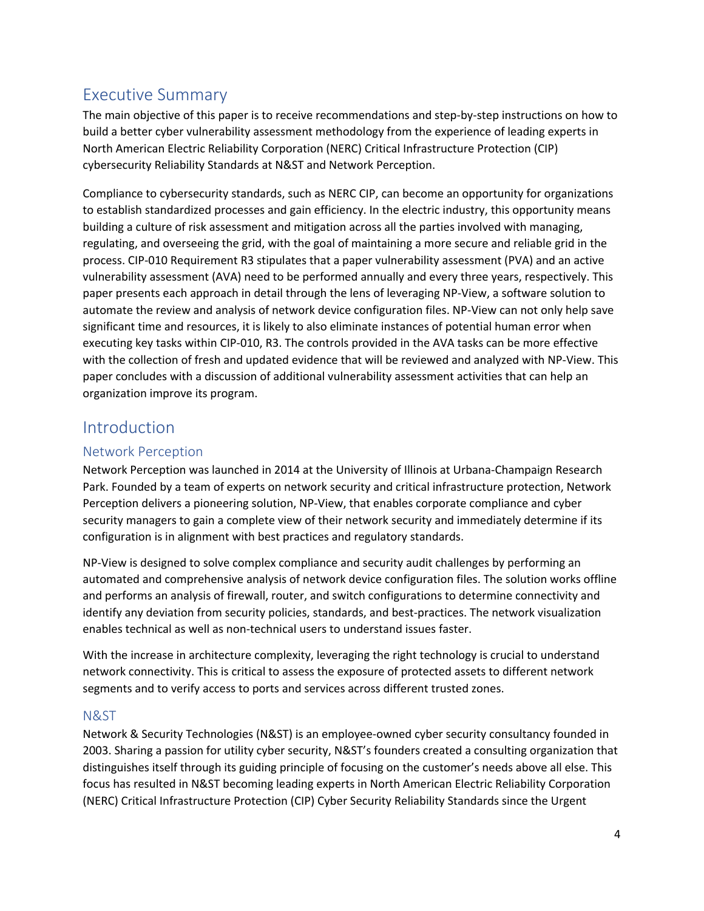## Executive Summary

The main objective of this paper is to receive recommendations and step-by-step instructions on how to build a better cyber vulnerability assessment methodology from the experience of leading experts in North American Electric Reliability Corporation (NERC) Critical Infrastructure Protection (CIP) cybersecurity Reliability Standards at N&ST and Network Perception.

Compliance to cybersecurity standards, such as NERC CIP, can become an opportunity for organizations to establish standardized processes and gain efficiency. In the electric industry, this opportunity means building a culture of risk assessment and mitigation across all the parties involved with managing, regulating, and overseeing the grid, with the goal of maintaining a more secure and reliable grid in the process. CIP-010 Requirement R3 stipulates that a paper vulnerability assessment (PVA) and an active vulnerability assessment (AVA) need to be performed annually and every three years, respectively. This paper presents each approach in detail through the lens of leveraging NP-View, a software solution to automate the review and analysis of network device configuration files. NP-View can not only help save significant time and resources, it is likely to also eliminate instances of potential human error when executing key tasks within CIP-010, R3. The controls provided in the AVA tasks can be more effective with the collection of fresh and updated evidence that will be reviewed and analyzed with NP-View. This paper concludes with a discussion of additional vulnerability assessment activities that can help an organization improve its program.

## Introduction

### Network Perception

Network Perception was launched in 2014 at the University of Illinois at Urbana-Champaign Research Park. Founded by a team of experts on network security and critical infrastructure protection, Network Perception delivers a pioneering solution, NP-View, that enables corporate compliance and cyber security managers to gain a complete view of their network security and immediately determine if its configuration is in alignment with best practices and regulatory standards.

NP-View is designed to solve complex compliance and security audit challenges by performing an automated and comprehensive analysis of network device configuration files. The solution works offline and performs an analysis of firewall, router, and switch configurations to determine connectivity and identify any deviation from security policies, standards, and best-practices. The network visualization enables technical as well as non-technical users to understand issues faster.

With the increase in architecture complexity, leveraging the right technology is crucial to understand network connectivity. This is critical to assess the exposure of protected assets to different network segments and to verify access to ports and services across different trusted zones.

### N&ST

Network & Security Technologies (N&ST) is an employee-owned cyber security consultancy founded in 2003. Sharing a passion for utility cyber security, N&ST's founders created a consulting organization that distinguishes itself through its guiding principle of focusing on the customer's needs above all else. This focus has resulted in N&ST becoming leading experts in North American Electric Reliability Corporation (NERC) Critical Infrastructure Protection (CIP) Cyber Security Reliability Standards since the Urgent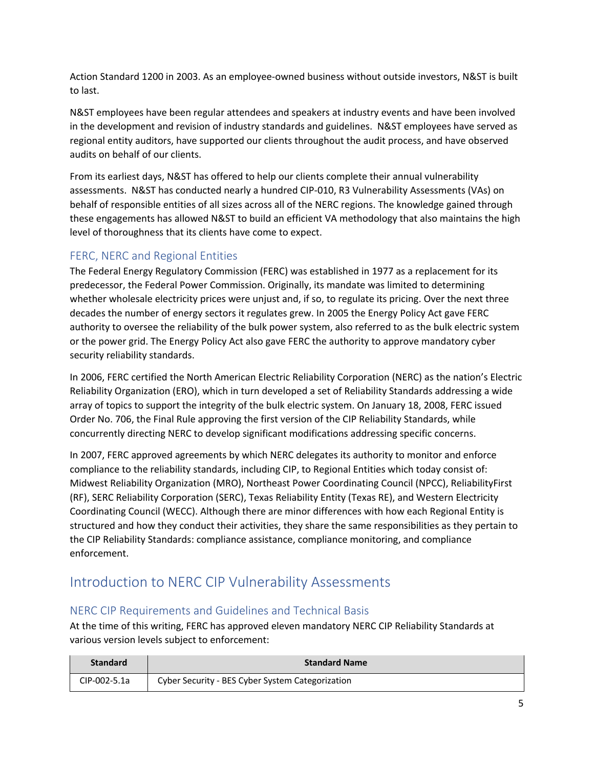Action Standard 1200 in 2003. As an employee-owned business without outside investors, N&ST is built to last.

N&ST employees have been regular attendees and speakers at industry events and have been involved in the development and revision of industry standards and guidelines. N&ST employees have served as regional entity auditors, have supported our clients throughout the audit process, and have observed audits on behalf of our clients.

From its earliest days, N&ST has offered to help our clients complete their annual vulnerability assessments. N&ST has conducted nearly a hundred CIP-010, R3 Vulnerability Assessments (VAs) on behalf of responsible entities of all sizes across all of the NERC regions. The knowledge gained through these engagements has allowed N&ST to build an efficient VA methodology that also maintains the high level of thoroughness that its clients have come to expect.

### FERC, NERC and Regional Entities

The Federal Energy Regulatory Commission (FERC) was established in 1977 as a replacement for its predecessor, the Federal Power Commission. Originally, its mandate was limited to determining whether wholesale electricity prices were unjust and, if so, to regulate its pricing. Over the next three decades the number of energy sectors it regulates grew. In 2005 the Energy Policy Act gave FERC authority to oversee the reliability of the bulk power system, also referred to as the bulk electric system or the power grid. The Energy Policy Act also gave FERC the authority to approve mandatory cyber security reliability standards.

In 2006, FERC certified the North American Electric Reliability Corporation (NERC) as the nation's Electric Reliability Organization (ERO), which in turn developed a set of Reliability Standards addressing a wide array of topics to support the integrity of the bulk electric system. On January 18, 2008, FERC issued Order No. 706, the Final Rule approving the first version of the CIP Reliability Standards, while concurrently directing NERC to develop significant modifications addressing specific concerns.

In 2007, FERC approved agreements by which NERC delegates its authority to monitor and enforce compliance to the reliability standards, including CIP, to Regional Entities which today consist of: Midwest Reliability Organization (MRO), Northeast Power Coordinating Council (NPCC), ReliabilityFirst (RF), SERC Reliability Corporation (SERC), Texas Reliability Entity (Texas RE), and Western Electricity Coordinating Council (WECC). Although there are minor differences with how each Regional Entity is structured and how they conduct their activities, they share the same responsibilities as they pertain to the CIP Reliability Standards: compliance assistance, compliance monitoring, and compliance enforcement.

## Introduction to NERC CIP Vulnerability Assessments

### NERC CIP Requirements and Guidelines and Technical Basis

At the time of this writing, FERC has approved eleven mandatory NERC CIP Reliability Standards at various version levels subject to enforcement:

| Standard | Standard Name |
|---|---|
| CIP-002-5.1a | Cyber Security - BES Cyber System Categorization |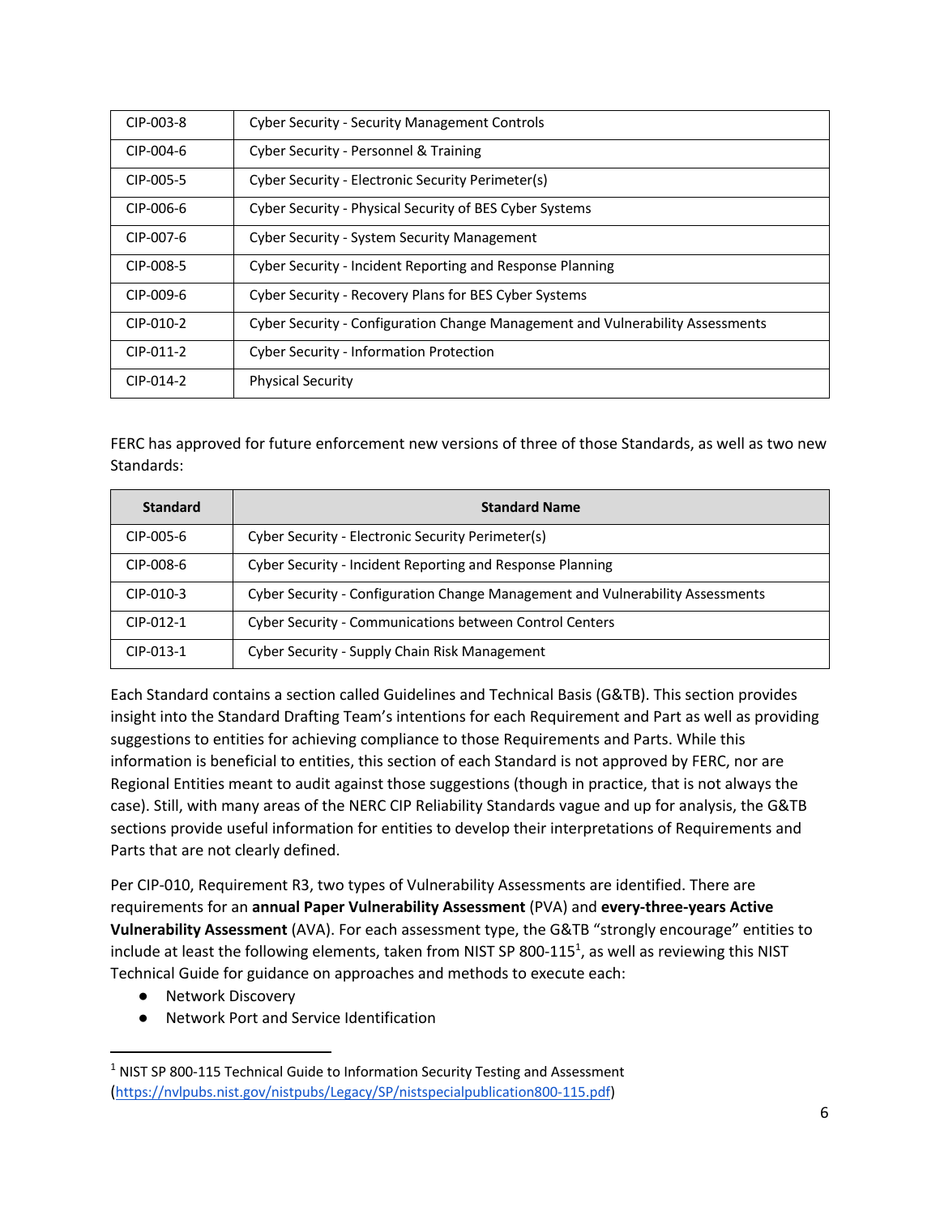| | |
|---|---|
| CIP-003-8 | Cyber Security - Security Management Controls |
| CIP-004-6 | Cyber Security - Personnel & Training |
| CIP-005-5 | Cyber Security - Electronic Security Perimeter(s) |
| CIP-006-6 | Cyber Security - Physical Security of BES Cyber Systems |
| CIP-007-6 | Cyber Security - System Security Management |
| CIP-008-5 | Cyber Security - Incident Reporting and Response Planning |
| CIP-009-6 | Cyber Security - Recovery Plans for BES Cyber Systems |
| CIP-010-2 | Cyber Security - Configuration Change Management and Vulnerability Assessments |
| CIP-011-2 | Cyber Security - Information Protection |
| CIP-014-2 | Physical Security |

FERC has approved for future enforcement new versions of three of those Standards, as well as two new Standards:

| Standard | Standard Name |
|---|---|
| CIP-005-6 | Cyber Security - Electronic Security Perimeter(s) |
| CIP-008-6 | Cyber Security - Incident Reporting and Response Planning |
| CIP-010-3 | Cyber Security - Configuration Change Management and Vulnerability Assessments |
| CIP-012-1 | Cyber Security - Communications between Control Centers |
| CIP-013-1 | Cyber Security - Supply Chain Risk Management |

Each Standard contains a section called Guidelines and Technical Basis (G&TB). This section provides insight into the Standard Drafting Team's intentions for each Requirement and Part as well as providing suggestions to entities for achieving compliance to those Requirements and Parts. While this information is beneficial to entities, this section of each Standard is not approved by FERC, nor are Regional Entities meant to audit against those suggestions (though in practice, that is not always the case). Still, with many areas of the NERC CIP Reliability Standards vague and up for analysis, the G&TB sections provide useful information for entities to develop their interpretations of Requirements and Parts that are not clearly defined.

Per CIP-010, Requirement R3, two types of Vulnerability Assessments are identified. There are requirements for an **annual Paper Vulnerability Assessment** (PVA) and **every-three-years Active Vulnerability Assessment** (AVA). For each assessment type, the G&TB "strongly encourage" entities to include at least the following elements, taken from NIST SP 800-115[1], as well as reviewing this NIST Technical Guide for guidance on approaches and methods to execute each:

- Network Discovery
- Network Port and Service Identification

[1] NIST SP 800-115 Technical Guide to Information Security Testing and Assessment (https://nvlpubs.nist.gov/nistpubs/Legacy/SP/nistspecialpublication800-115.pdf)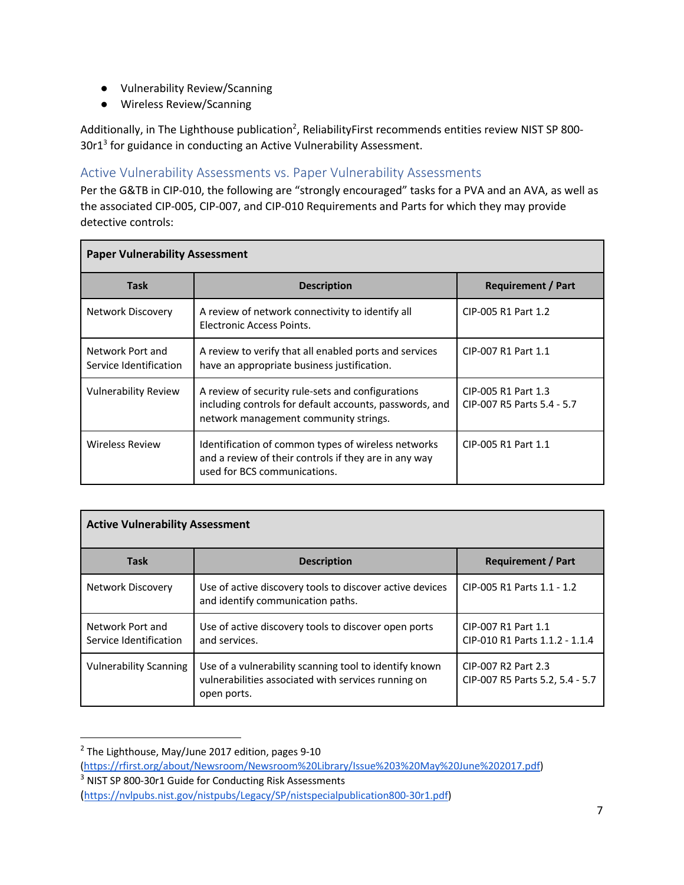- Vulnerability Review/Scanning
- Wireless Review/Scanning

Additionally, in The Lighthouse publication[2], ReliabilityFirst recommends entities review NIST SP 800-30r1[3] for guidance in conducting an Active Vulnerability Assessment.

## Active Vulnerability Assessments vs. Paper Vulnerability Assessments

Per the G&TB in CIP-010, the following are "strongly encouraged" tasks for a PVA and an AVA, as well as the associated CIP-005, CIP-007, and CIP-010 Requirements and Parts for which they may provide detective controls:

| **Paper Vulnerability Assessment** | | |
|---|---|---|
| **Task** | **Description** | **Requirement / Part** |
| Network Discovery | A review of network connectivity to identify all Electronic Access Points. | CIP-005 R1 Part 1.2 |
| Network Port and Service Identification | A review to verify that all enabled ports and services have an appropriate business justification. | CIP-007 R1 Part 1.1 |
| Vulnerability Review | A review of security rule-sets and configurations including controls for default accounts, passwords, and network management community strings. | CIP-005 R1 Part 1.3<br>CIP-007 R5 Parts 5.4 - 5.7 |
| Wireless Review | Identification of common types of wireless networks and a review of their controls if they are in any way used for BCS communications. | CIP-005 R1 Part 1.1 |

| **Active Vulnerability Assessment** | | |
|---|---|---|
| **Task** | **Description** | **Requirement / Part** |
| Network Discovery | Use of active discovery tools to discover active devices and identify communication paths. | CIP-005 R1 Parts 1.1 - 1.2 |
| Network Port and Service Identification | Use of active discovery tools to discover open ports and services. | CIP-007 R1 Part 1.1<br>CIP-010 R1 Parts 1.1.2 - 1.1.4 |
| Vulnerability Scanning | Use of a vulnerability scanning tool to identify known vulnerabilities associated with services running on open ports. | CIP-007 R2 Part 2.3<br>CIP-007 R5 Parts 5.2, 5.4 - 5.7 |

---

[2] The Lighthouse, May/June 2017 edition, pages 9-10 (https://rfirst.org/about/Newsroom/Newsroom%20Library/Issue%203%20May%20June%202017.pdf)

[3] NIST SP 800-30r1 Guide for Conducting Risk Assessments (https://nvlpubs.nist.gov/nistpubs/Legacy/SP/nistspecialpublication800-30r1.pdf)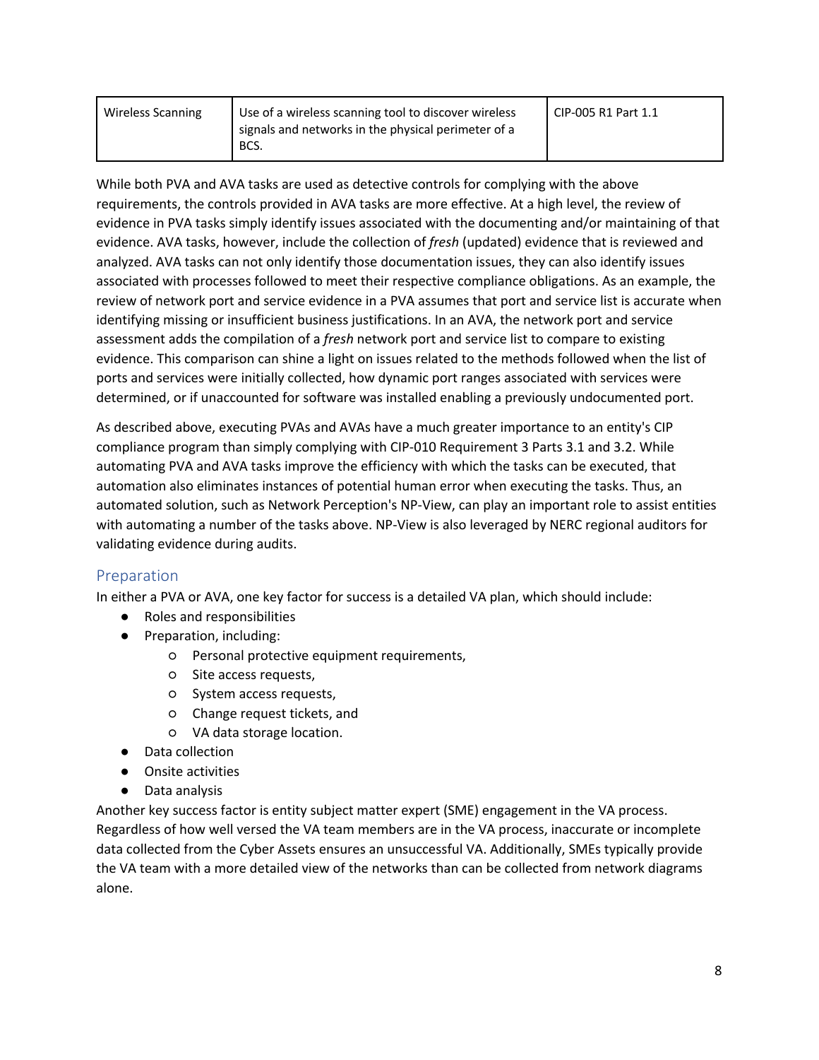| Wireless Scanning | Use of a wireless scanning tool to discover wireless signals and networks in the physical perimeter of a BCS. | CIP-005 R1 Part 1.1 |
|---|---|---|

While both PVA and AVA tasks are used as detective controls for complying with the above requirements, the controls provided in AVA tasks are more effective. At a high level, the review of evidence in PVA tasks simply identify issues associated with the documenting and/or maintaining of that evidence. AVA tasks, however, include the collection of *fresh* (updated) evidence that is reviewed and analyzed. AVA tasks can not only identify those documentation issues, they can also identify issues associated with processes followed to meet their respective compliance obligations. As an example, the review of network port and service evidence in a PVA assumes that port and service list is accurate when identifying missing or insufficient business justifications. In an AVA, the network port and service assessment adds the compilation of a *fresh* network port and service list to compare to existing evidence. This comparison can shine a light on issues related to the methods followed when the list of ports and services were initially collected, how dynamic port ranges associated with services were determined, or if unaccounted for software was installed enabling a previously undocumented port.

As described above, executing PVAs and AVAs have a much greater importance to an entity's CIP compliance program than simply complying with CIP-010 Requirement 3 Parts 3.1 and 3.2. While automating PVA and AVA tasks improve the efficiency with which the tasks can be executed, that automation also eliminates instances of potential human error when executing the tasks. Thus, an automated solution, such as Network Perception's NP-View, can play an important role to assist entities with automating a number of the tasks above. NP-View is also leveraged by NERC regional auditors for validating evidence during audits.

## Preparation

In either a PVA or AVA, one key factor for success is a detailed VA plan, which should include:

- Roles and responsibilities
- Preparation, including:
    - Personal protective equipment requirements,
    - Site access requests,
    - System access requests,
    - Change request tickets, and
    - VA data storage location.
- Data collection
- Onsite activities
- Data analysis

Another key success factor is entity subject matter expert (SME) engagement in the VA process. Regardless of how well versed the VA team members are in the VA process, inaccurate or incomplete data collected from the Cyber Assets ensures an unsuccessful VA. Additionally, SMEs typically provide the VA team with a more detailed view of the networks than can be collected from network diagrams alone.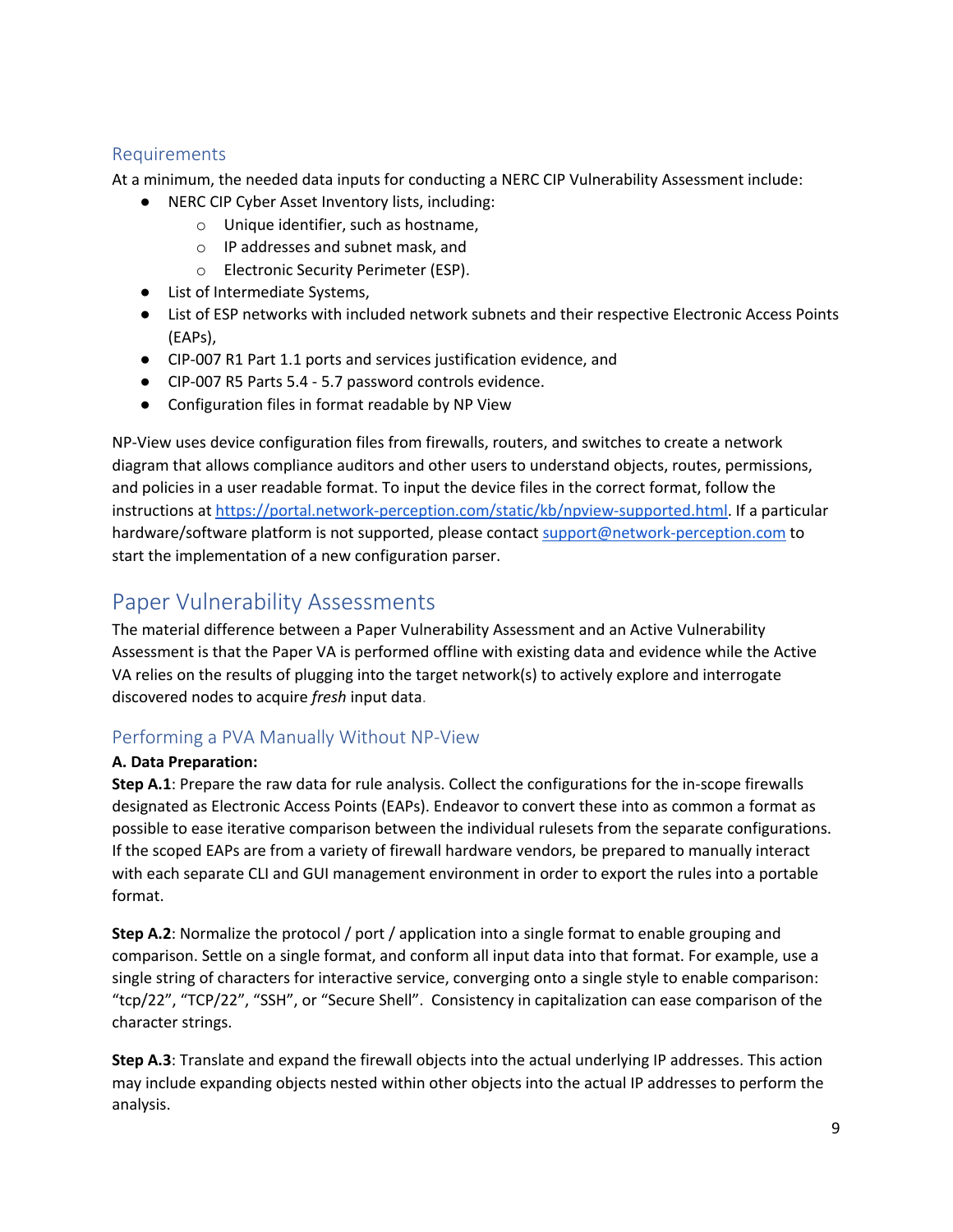### Requirements

At a minimum, the needed data inputs for conducting a NERC CIP Vulnerability Assessment include:

- NERC CIP Cyber Asset Inventory lists, including:
  - Unique identifier, such as hostname,
  - IP addresses and subnet mask, and
  - Electronic Security Perimeter (ESP).
- List of Intermediate Systems,
- List of ESP networks with included network subnets and their respective Electronic Access Points (EAPs),
- CIP-007 R1 Part 1.1 ports and services justification evidence, and
- CIP-007 R5 Parts 5.4 - 5.7 password controls evidence.
- Configuration files in format readable by NP View

NP-View uses device configuration files from firewalls, routers, and switches to create a network diagram that allows compliance auditors and other users to understand objects, routes, permissions, and policies in a user readable format. To input the device files in the correct format, follow the instructions at [https://portal.network-perception.com/static/kb/npview-supported.html](https://portal.network-perception.com/static/kb/npview-supported.html). If a particular hardware/software platform is not supported, please contact [support@network-perception.com](mailto:support@network-perception.com) to start the implementation of a new configuration parser.

## Paper Vulnerability Assessments

The material difference between a Paper Vulnerability Assessment and an Active Vulnerability Assessment is that the Paper VA is performed offline with existing data and evidence while the Active VA relies on the results of plugging into the target network(s) to actively explore and interrogate discovered nodes to acquire *fresh* input data.

### Performing a PVA Manually Without NP-View

**A. Data Preparation:**

**Step A.1**: Prepare the raw data for rule analysis. Collect the configurations for the in-scope firewalls designated as Electronic Access Points (EAPs). Endeavor to convert these into as common a format as possible to ease iterative comparison between the individual rulesets from the separate configurations. If the scoped EAPs are from a variety of firewall hardware vendors, be prepared to manually interact with each separate CLI and GUI management environment in order to export the rules into a portable format.

**Step A.2**: Normalize the protocol / port / application into a single format to enable grouping and comparison. Settle on a single format, and conform all input data into that format. For example, use a single string of characters for interactive service, converging onto a single style to enable comparison: "tcp/22", "TCP/22", "SSH", or "Secure Shell". Consistency in capitalization can ease comparison of the character strings.

**Step A.3**: Translate and expand the firewall objects into the actual underlying IP addresses. This action may include expanding objects nested within other objects into the actual IP addresses to perform the analysis.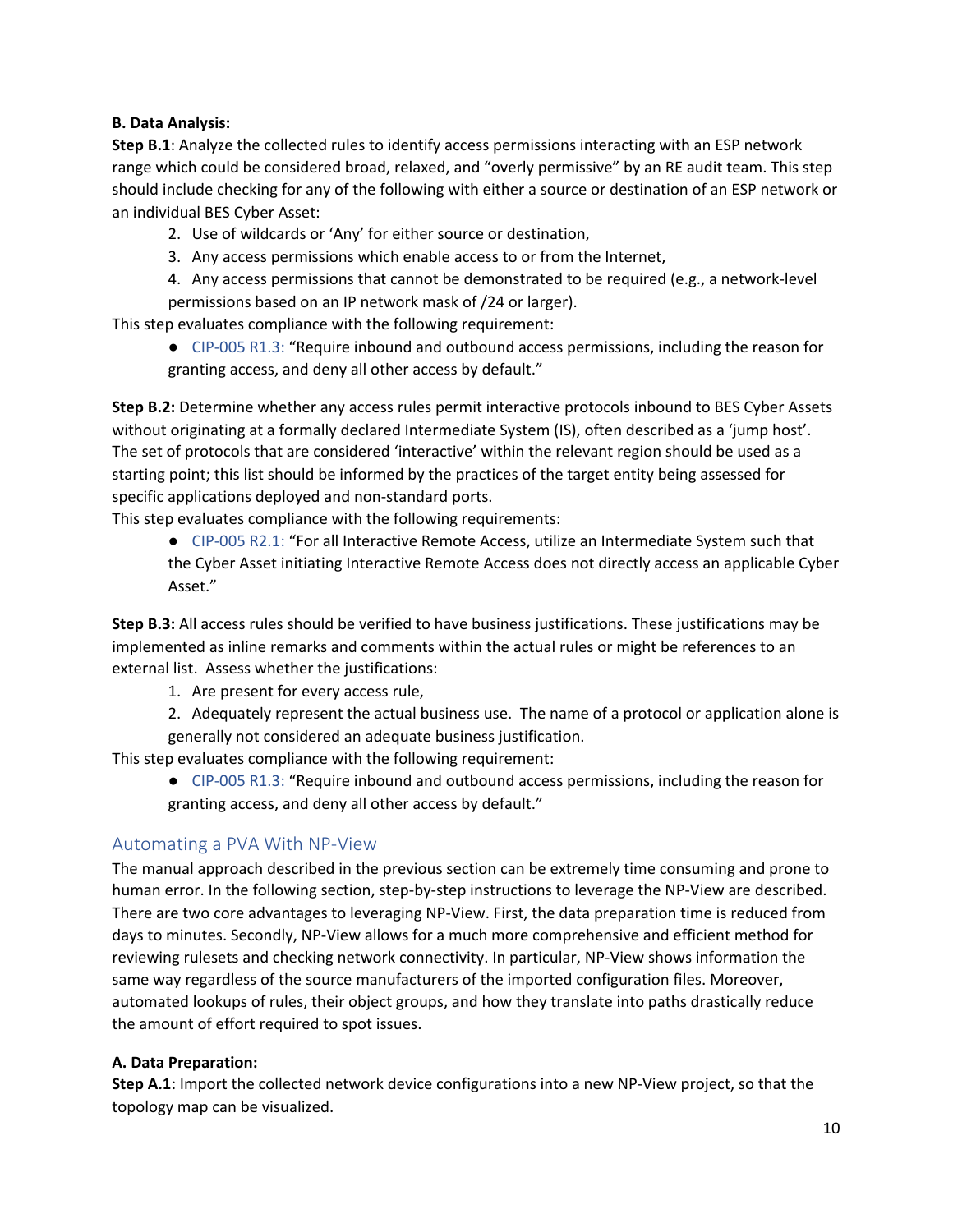**B. Data Analysis:**

**Step B.1**: Analyze the collected rules to identify access permissions interacting with an ESP network range which could be considered broad, relaxed, and "overly permissive" by an RE audit team. This step should include checking for any of the following with either a source or destination of an ESP network or an individual BES Cyber Asset:

2. Use of wildcards or 'Any' for either source or destination,
3. Any access permissions which enable access to or from the Internet,
4. Any access permissions that cannot be demonstrated to be required (e.g., a network-level permissions based on an IP network mask of /24 or larger).

This step evaluates compliance with the following requirement:

- CIP-005 R1.3: "Require inbound and outbound access permissions, including the reason for granting access, and deny all other access by default."

**Step B.2:** Determine whether any access rules permit interactive protocols inbound to BES Cyber Assets without originating at a formally declared Intermediate System (IS), often described as a 'jump host'. The set of protocols that are considered 'interactive' within the relevant region should be used as a starting point; this list should be informed by the practices of the target entity being assessed for specific applications deployed and non-standard ports.

This step evaluates compliance with the following requirements:

- CIP-005 R2.1: "For all Interactive Remote Access, utilize an Intermediate System such that the Cyber Asset initiating Interactive Remote Access does not directly access an applicable Cyber Asset."

**Step B.3:** All access rules should be verified to have business justifications. These justifications may be implemented as inline remarks and comments within the actual rules or might be references to an external list. Assess whether the justifications:

1. Are present for every access rule,
2. Adequately represent the actual business use. The name of a protocol or application alone is generally not considered an adequate business justification.

This step evaluates compliance with the following requirement:

- CIP-005 R1.3: "Require inbound and outbound access permissions, including the reason for granting access, and deny all other access by default."

## Automating a PVA With NP-View

The manual approach described in the previous section can be extremely time consuming and prone to human error. In the following section, step-by-step instructions to leverage the NP-View are described. There are two core advantages to leveraging NP-View. First, the data preparation time is reduced from days to minutes. Secondly, NP-View allows for a much more comprehensive and efficient method for reviewing rulesets and checking network connectivity. In particular, NP-View shows information the same way regardless of the source manufacturers of the imported configuration files. Moreover, automated lookups of rules, their object groups, and how they translate into paths drastically reduce the amount of effort required to spot issues.

**A. Data Preparation:**

**Step A.1**: Import the collected network device configurations into a new NP-View project, so that the topology map can be visualized.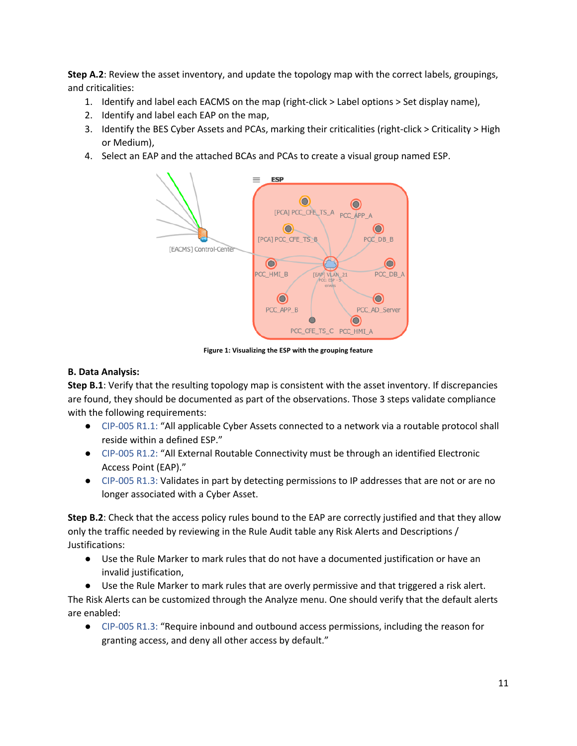**Step A.2**: Review the asset inventory, and update the topology map with the correct labels, groupings, and criticalities:

1. Identify and label each EACMS on the map (right-click > Label options > Set display name),
2. Identify and label each EAP on the map,
3. Identify the BES Cyber Assets and PCAs, marking their criticalities (right-click > Criticality > High or Medium),
4. Select an EAP and the attached BCAs and PCAs to create a visual group named ESP.

**Figure 1: Visualizing the ESP with the grouping feature**

**B. Data Analysis:**

**Step B.1**: Verify that the resulting topology map is consistent with the asset inventory. If discrepancies are found, they should be documented as part of the observations. Those 3 steps validate compliance with the following requirements:

- CIP-005 R1.1: "All applicable Cyber Assets connected to a network via a routable protocol shall reside within a defined ESP."
- CIP-005 R1.2: "All External Routable Connectivity must be through an identified Electronic Access Point (EAP)."
- CIP-005 R1.3: Validates in part by detecting permissions to IP addresses that are not or are no longer associated with a Cyber Asset.

**Step B.2**: Check that the access policy rules bound to the EAP are correctly justified and that they allow only the traffic needed by reviewing in the Rule Audit table any Risk Alerts and Descriptions / Justifications:

- Use the Rule Marker to mark rules that do not have a documented justification or have an invalid justification,
- Use the Rule Marker to mark rules that are overly permissive and that triggered a risk alert.

The Risk Alerts can be customized through the Analyze menu. One should verify that the default alerts are enabled:

- CIP-005 R1.3: "Require inbound and outbound access permissions, including the reason for granting access, and deny all other access by default."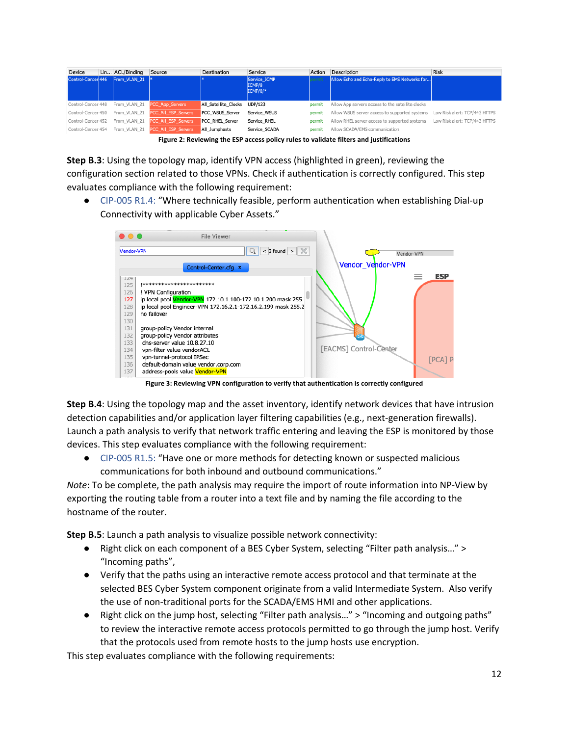| Device | Lin... | ACL/Binding | Source | Destination | Service | Action | Description | Risk |
|---|---|---|---|---|---|---|---|---|
| Control-Center | 446 | From_VLAN_21 | * | * | Service_ICMP ICMP/8 ICMP/0/* | permit | Allow Echo and Echo-Reply to EMS Networks for... | |
| Control-Center | 448 | From_VLAN_21 | PCC_App_Servers | All_Satellite_Clocks | UDP/123 | permit | Allow App servers access to the satellite clocks | |
| Control-Center | 450 | From_VLAN_21 | PCC_All_ESP_Servers | PCC_WSUS_Server | Service_WSUS | permit | Allow WSUS server access to supported systems | Low Risk alert: TCP/443 HTTPS |
| Control-Center | 452 | From_VLAN_21 | PCC_All_ESP_Servers | PCC_RHEL_Server | Service_RHEL | permit | Allow RHEL server access to supported systems | Low Risk alert: TCP/443 HTTPS |
| Control-Center | 454 | From_VLAN_21 | PCC_All_ESP_Servers | All_Jumphosts | Service_SCADA | permit | Allow SCADA/EMS communication | |

**Figure 2: Reviewing the ESP access policy rules to validate filters and justifications**

**Step B.3**: Using the topology map, identify VPN access (highlighted in green), reviewing the configuration section related to those VPNs. Check if authentication is correctly configured. This step evaluates compliance with the following requirement:

- CIP-005 R1.4: "Where technically feasible, perform authentication when establishing Dial-up Connectivity with applicable Cyber Assets."

```
124
125  !************************
126  ! VPN Configuration
127  ip local pool Vendor-VPN 172.10.1.100-172.10.1.200 mask 255.
128  ip local pool Engineer-VPN 172.16.2.1-172.16.2.199 mask 255.2
129  no failover
130
131  group-policy Vendor internal
132  group-policy Vendor attributes
133   dns-server value 10.8.27.10
134   vpn-filter value vendorACL
135   vpn-tunnel-protocol IPSec
136   default-domain value vendor.corp.com
137   address-pools value Vendor-VPN
```

**Figure 3: Reviewing VPN configuration to verify that authentication is correctly configured**

**Step B.4**: Using the topology map and the asset inventory, identify network devices that have intrusion detection capabilities and/or application layer filtering capabilities (e.g., next-generation firewalls). Launch a path analysis to verify that network traffic entering and leaving the ESP is monitored by those devices. This step evaluates compliance with the following requirement:

- CIP-005 R1.5: "Have one or more methods for detecting known or suspected malicious communications for both inbound and outbound communications."

*Note*: To be complete, the path analysis may require the import of route information into NP-View by exporting the routing table from a router into a text file and by naming the file according to the hostname of the router.

**Step B.5**: Launch a path analysis to visualize possible network connectivity:

- Right click on each component of a BES Cyber System, selecting "Filter path analysis…" > "Incoming paths",
- Verify that the paths using an interactive remote access protocol and that terminate at the selected BES Cyber System component originate from a valid Intermediate System. Also verify the use of non-traditional ports for the SCADA/EMS HMI and other applications.
- Right click on the jump host, selecting "Filter path analysis…" > "Incoming and outgoing paths" to review the interactive remote access protocols permitted to go through the jump host. Verify that the protocols used from remote hosts to the jump hosts use encryption.

This step evaluates compliance with the following requirements: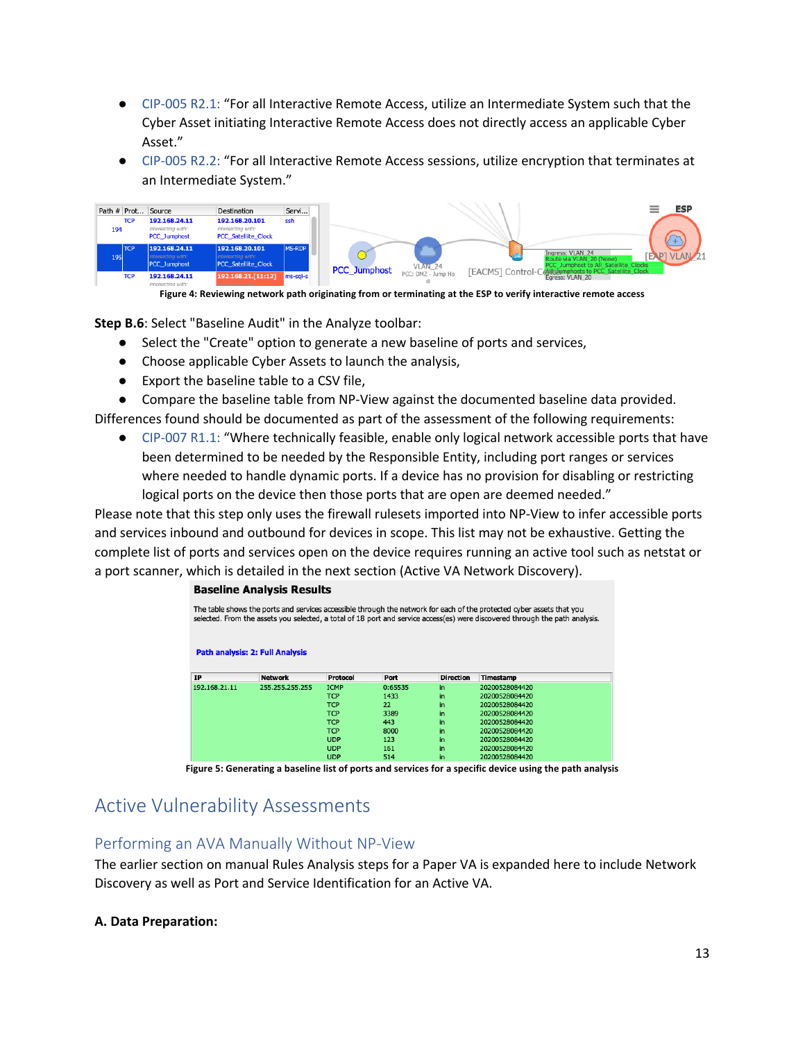- CIP-005 R2.1: “For all Interactive Remote Access, utilize an Intermediate System such that the Cyber Asset initiating Interactive Remote Access does not directly access an applicable Cyber Asset.”
- CIP-005 R2.2: “For all Interactive Remote Access sessions, utilize encryption that terminates at an Intermediate System.”

Figure 4: Reviewing network path originating from or terminating at the ESP to verify interactive remote access

**Step B.6**: Select "Baseline Audit" in the Analyze toolbar:

- Select the "Create" option to generate a new baseline of ports and services,
- Choose applicable Cyber Assets to launch the analysis,
- Export the baseline table to a CSV file,
- Compare the baseline table from NP-View against the documented baseline data provided.

Differences found should be documented as part of the assessment of the following requirements:

- CIP-007 R1.1: “Where technically feasible, enable only logical network accessible ports that have been determined to be needed by the Responsible Entity, including port ranges or services where needed to handle dynamic ports. If a device has no provision for disabling or restricting logical ports on the device then those ports that are open are deemed needed.”

Please note that this step only uses the firewall rulesets imported into NP-View to infer accessible ports and services inbound and outbound for devices in scope. This list may not be exhaustive. Getting the complete list of ports and services open on the device requires running an active tool such as netstat or a port scanner, which is detailed in the next section (Active VA Network Discovery).

Figure 5: Generating a baseline list of ports and services for a specific device using the path analysis

# Active Vulnerability Assessments

## Performing an AVA Manually Without NP-View

The earlier section on manual Rules Analysis steps for a Paper VA is expanded here to include Network Discovery as well as Port and Service Identification for an Active VA.

**A. Data Preparation:**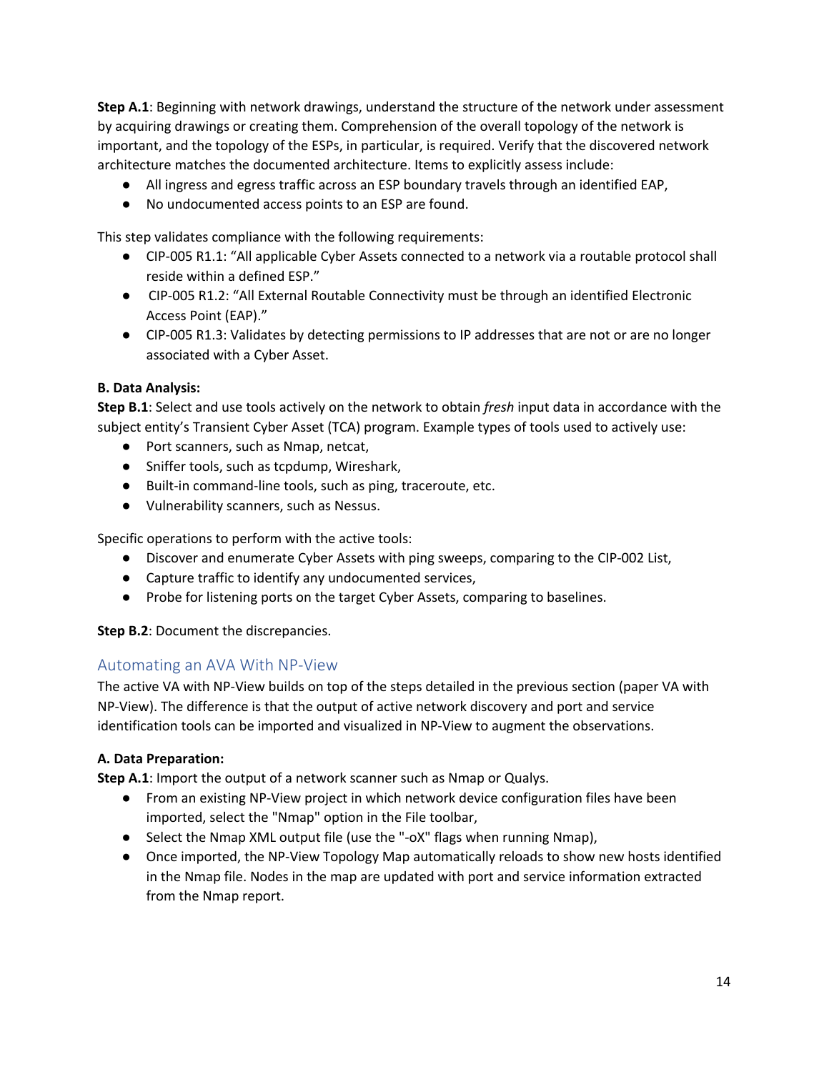**Step A.1**: Beginning with network drawings, understand the structure of the network under assessment by acquiring drawings or creating them. Comprehension of the overall topology of the network is important, and the topology of the ESPs, in particular, is required. Verify that the discovered network architecture matches the documented architecture. Items to explicitly assess include:

- All ingress and egress traffic across an ESP boundary travels through an identified EAP,
- No undocumented access points to an ESP are found.

This step validates compliance with the following requirements:

- CIP-005 R1.1: "All applicable Cyber Assets connected to a network via a routable protocol shall reside within a defined ESP."
- CIP-005 R1.2: "All External Routable Connectivity must be through an identified Electronic Access Point (EAP)."
- CIP-005 R1.3: Validates by detecting permissions to IP addresses that are not or are no longer associated with a Cyber Asset.

**B. Data Analysis:**

**Step B.1**: Select and use tools actively on the network to obtain *fresh* input data in accordance with the subject entity's Transient Cyber Asset (TCA) program. Example types of tools used to actively use:

- Port scanners, such as Nmap, netcat,
- Sniffer tools, such as tcpdump, Wireshark,
- Built-in command-line tools, such as ping, traceroute, etc.
- Vulnerability scanners, such as Nessus.

Specific operations to perform with the active tools:

- Discover and enumerate Cyber Assets with ping sweeps, comparing to the CIP-002 List,
- Capture traffic to identify any undocumented services,
- Probe for listening ports on the target Cyber Assets, comparing to baselines.

**Step B.2**: Document the discrepancies.

## Automating an AVA With NP-View

The active VA with NP-View builds on top of the steps detailed in the previous section (paper VA with NP-View). The difference is that the output of active network discovery and port and service identification tools can be imported and visualized in NP-View to augment the observations.

**A. Data Preparation:**

**Step A.1**: Import the output of a network scanner such as Nmap or Qualys.

- From an existing NP-View project in which network device configuration files have been imported, select the "Nmap" option in the File toolbar,
- Select the Nmap XML output file (use the "-oX" flags when running Nmap),
- Once imported, the NP-View Topology Map automatically reloads to show new hosts identified in the Nmap file. Nodes in the map are updated with port and service information extracted from the Nmap report.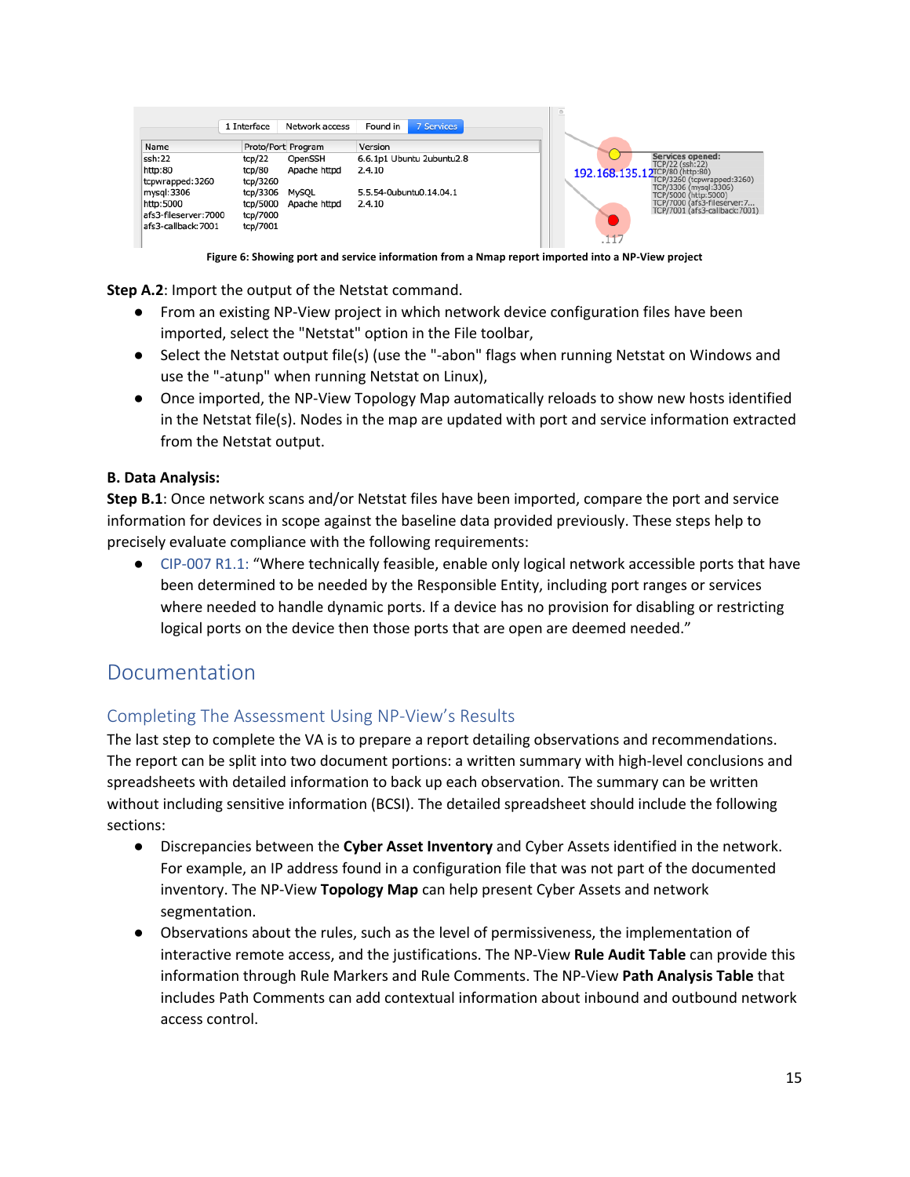Figure 6: Showing port and service information from a Nmap report imported into a NP-View project

**Step A.2**: Import the output of the Netstat command.

- From an existing NP-View project in which network device configuration files have been imported, select the "Netstat" option in the File toolbar,
- Select the Netstat output file(s) (use the "-abon" flags when running Netstat on Windows and use the "-atunp" when running Netstat on Linux),
- Once imported, the NP-View Topology Map automatically reloads to show new hosts identified in the Netstat file(s). Nodes in the map are updated with port and service information extracted from the Netstat output.

**B. Data Analysis:**

**Step B.1**: Once network scans and/or Netstat files have been imported, compare the port and service information for devices in scope against the baseline data provided previously. These steps help to precisely evaluate compliance with the following requirements:

- CIP-007 R1.1: "Where technically feasible, enable only logical network accessible ports that have been determined to be needed by the Responsible Entity, including port ranges or services where needed to handle dynamic ports. If a device has no provision for disabling or restricting logical ports on the device then those ports that are open are deemed needed."

# Documentation

## Completing The Assessment Using NP-View's Results

The last step to complete the VA is to prepare a report detailing observations and recommendations. The report can be split into two document portions: a written summary with high-level conclusions and spreadsheets with detailed information to back up each observation. The summary can be written without including sensitive information (BCSI). The detailed spreadsheet should include the following sections:

- Discrepancies between the **Cyber Asset Inventory** and Cyber Assets identified in the network. For example, an IP address found in a configuration file that was not part of the documented inventory. The NP-View **Topology Map** can help present Cyber Assets and network segmentation.
- Observations about the rules, such as the level of permissiveness, the implementation of interactive remote access, and the justifications. The NP-View **Rule Audit Table** can provide this information through Rule Markers and Rule Comments. The NP-View **Path Analysis Table** that includes Path Comments can add contextual information about inbound and outbound network access control.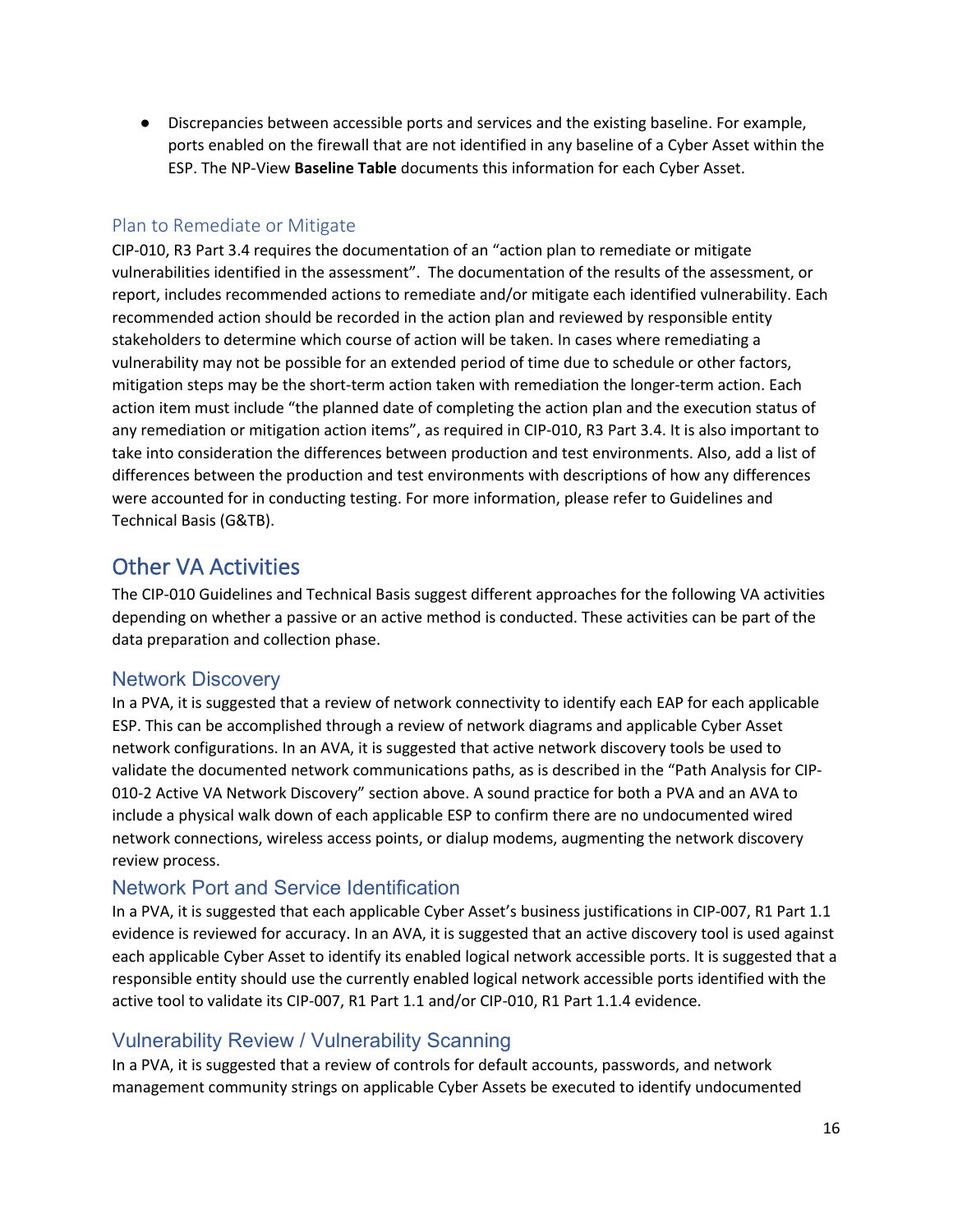- Discrepancies between accessible ports and services and the existing baseline. For example, ports enabled on the firewall that are not identified in any baseline of a Cyber Asset within the ESP. The NP-View **Baseline Table** documents this information for each Cyber Asset.

### Plan to Remediate or Mitigate

CIP-010, R3 Part 3.4 requires the documentation of an "action plan to remediate or mitigate vulnerabilities identified in the assessment". The documentation of the results of the assessment, or report, includes recommended actions to remediate and/or mitigate each identified vulnerability. Each recommended action should be recorded in the action plan and reviewed by responsible entity stakeholders to determine which course of action will be taken. In cases where remediating a vulnerability may not be possible for an extended period of time due to schedule or other factors, mitigation steps may be the short-term action taken with remediation the longer-term action. Each action item must include "the planned date of completing the action plan and the execution status of any remediation or mitigation action items", as required in CIP-010, R3 Part 3.4. It is also important to take into consideration the differences between production and test environments. Also, add a list of differences between the production and test environments with descriptions of how any differences were accounted for in conducting testing. For more information, please refer to Guidelines and Technical Basis (G&TB).

## Other VA Activities

The CIP-010 Guidelines and Technical Basis suggest different approaches for the following VA activities depending on whether a passive or an active method is conducted. These activities can be part of the data preparation and collection phase.

### Network Discovery

In a PVA, it is suggested that a review of network connectivity to identify each EAP for each applicable ESP. This can be accomplished through a review of network diagrams and applicable Cyber Asset network configurations. In an AVA, it is suggested that active network discovery tools be used to validate the documented network communications paths, as is described in the "Path Analysis for CIP-010-2 Active VA Network Discovery" section above. A sound practice for both a PVA and an AVA to include a physical walk down of each applicable ESP to confirm there are no undocumented wired network connections, wireless access points, or dialup modems, augmenting the network discovery review process.

### Network Port and Service Identification

In a PVA, it is suggested that each applicable Cyber Asset's business justifications in CIP-007, R1 Part 1.1 evidence is reviewed for accuracy. In an AVA, it is suggested that an active discovery tool is used against each applicable Cyber Asset to identify its enabled logical network accessible ports. It is suggested that a responsible entity should use the currently enabled logical network accessible ports identified with the active tool to validate its CIP-007, R1 Part 1.1 and/or CIP-010, R1 Part 1.1.4 evidence.

### Vulnerability Review / Vulnerability Scanning

In a PVA, it is suggested that a review of controls for default accounts, passwords, and network management community strings on applicable Cyber Assets be executed to identify undocumented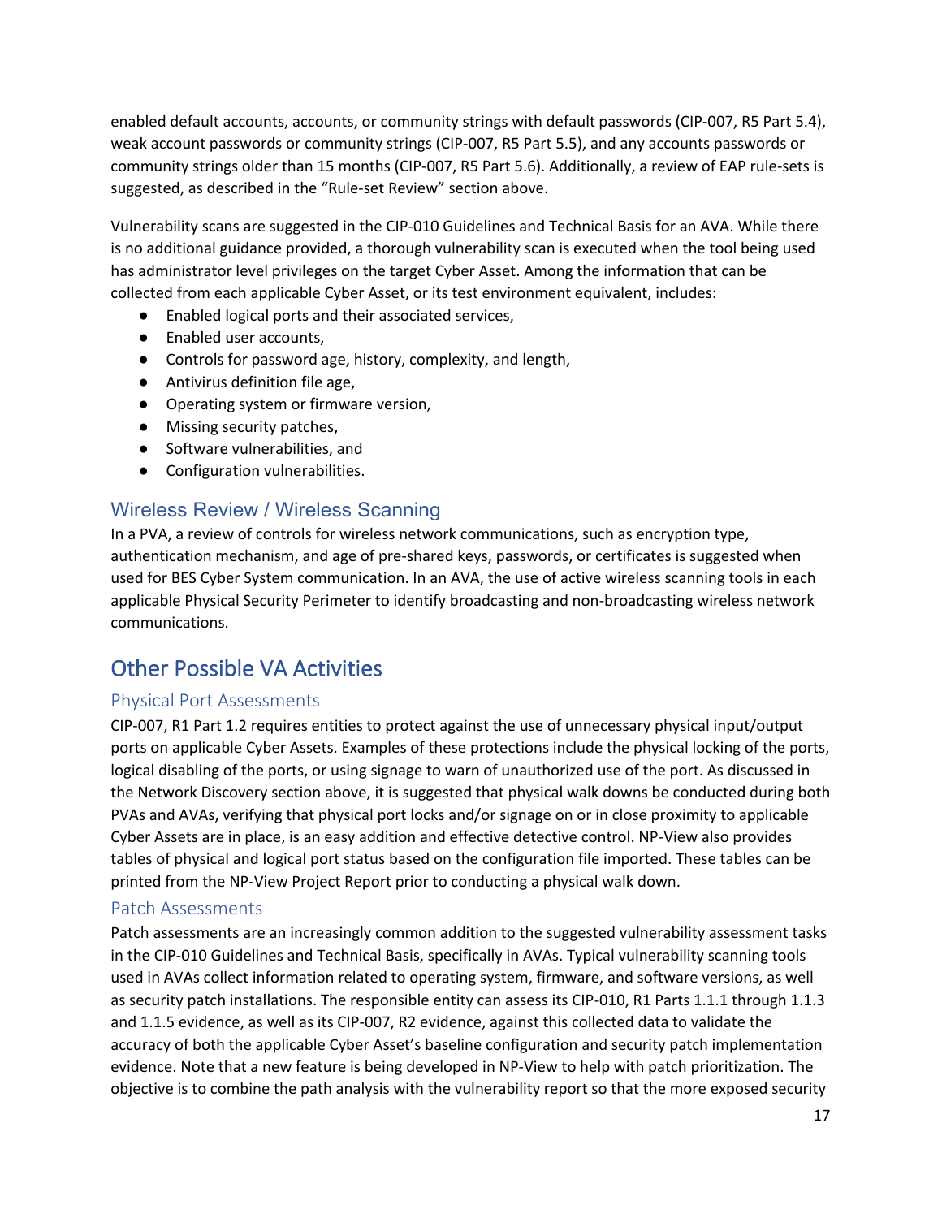enabled default accounts, accounts, or community strings with default passwords (CIP-007, R5 Part 5.4), weak account passwords or community strings (CIP-007, R5 Part 5.5), and any accounts passwords or community strings older than 15 months (CIP-007, R5 Part 5.6). Additionally, a review of EAP rule-sets is suggested, as described in the "Rule-set Review" section above.

Vulnerability scans are suggested in the CIP-010 Guidelines and Technical Basis for an AVA. While there is no additional guidance provided, a thorough vulnerability scan is executed when the tool being used has administrator level privileges on the target Cyber Asset. Among the information that can be collected from each applicable Cyber Asset, or its test environment equivalent, includes:

- Enabled logical ports and their associated services,
- Enabled user accounts,
- Controls for password age, history, complexity, and length,
- Antivirus definition file age,
- Operating system or firmware version,
- Missing security patches,
- Software vulnerabilities, and
- Configuration vulnerabilities.

### Wireless Review / Wireless Scanning

In a PVA, a review of controls for wireless network communications, such as encryption type, authentication mechanism, and age of pre-shared keys, passwords, or certificates is suggested when used for BES Cyber System communication. In an AVA, the use of active wireless scanning tools in each applicable Physical Security Perimeter to identify broadcasting and non-broadcasting wireless network communications.

## Other Possible VA Activities

### Physical Port Assessments

CIP-007, R1 Part 1.2 requires entities to protect against the use of unnecessary physical input/output ports on applicable Cyber Assets. Examples of these protections include the physical locking of the ports, logical disabling of the ports, or using signage to warn of unauthorized use of the port. As discussed in the Network Discovery section above, it is suggested that physical walk downs be conducted during both PVAs and AVAs, verifying that physical port locks and/or signage on or in close proximity to applicable Cyber Assets are in place, is an easy addition and effective detective control. NP-View also provides tables of physical and logical port status based on the configuration file imported. These tables can be printed from the NP-View Project Report prior to conducting a physical walk down.

### Patch Assessments

Patch assessments are an increasingly common addition to the suggested vulnerability assessment tasks in the CIP-010 Guidelines and Technical Basis, specifically in AVAs. Typical vulnerability scanning tools used in AVAs collect information related to operating system, firmware, and software versions, as well as security patch installations. The responsible entity can assess its CIP-010, R1 Parts 1.1.1 through 1.1.3 and 1.1.5 evidence, as well as its CIP-007, R2 evidence, against this collected data to validate the accuracy of both the applicable Cyber Asset's baseline configuration and security patch implementation evidence. Note that a new feature is being developed in NP-View to help with patch prioritization. The objective is to combine the path analysis with the vulnerability report so that the more exposed security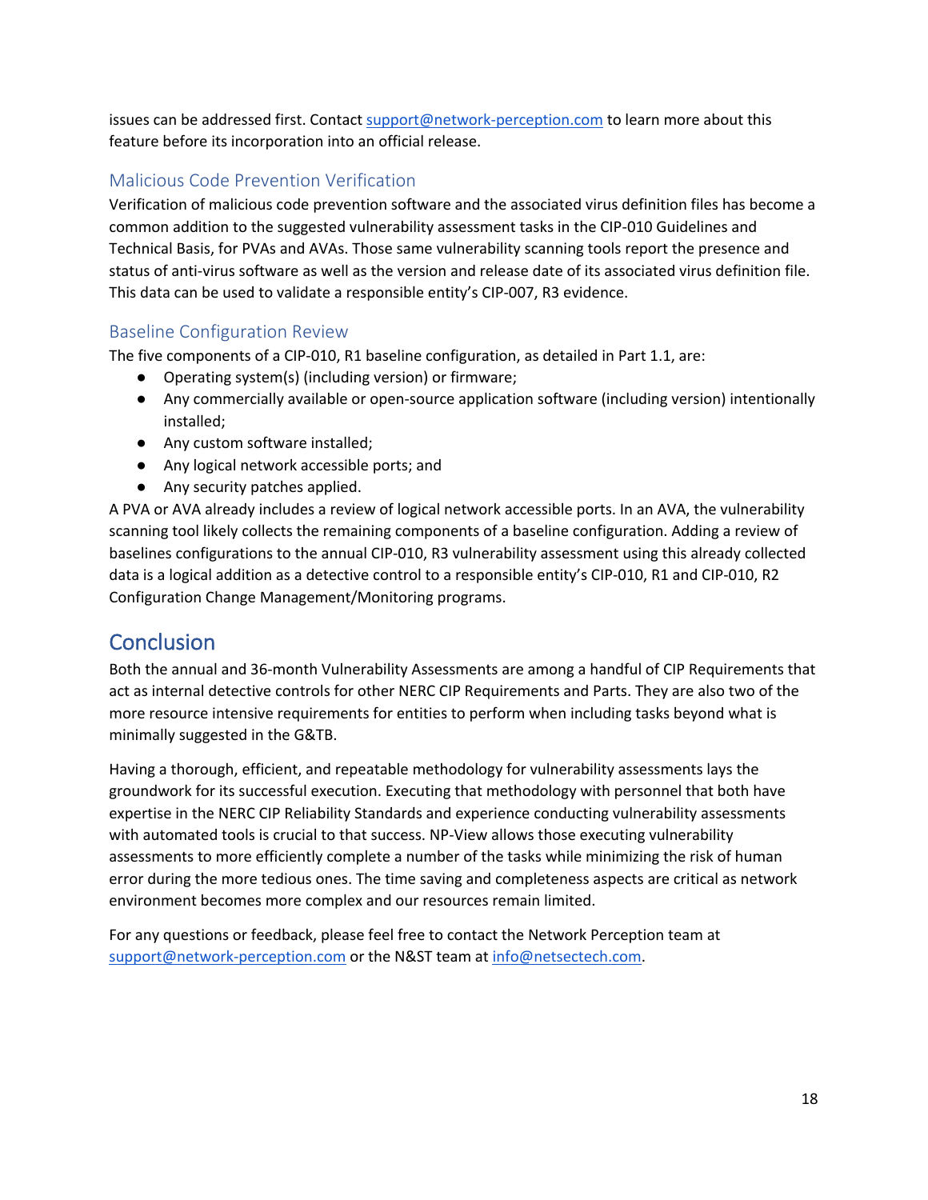issues can be addressed first. Contact support@network-perception.com to learn more about this feature before its incorporation into an official release.

### Malicious Code Prevention Verification

Verification of malicious code prevention software and the associated virus definition files has become a common addition to the suggested vulnerability assessment tasks in the CIP-010 Guidelines and Technical Basis, for PVAs and AVAs. Those same vulnerability scanning tools report the presence and status of anti-virus software as well as the version and release date of its associated virus definition file. This data can be used to validate a responsible entity's CIP-007, R3 evidence.

### Baseline Configuration Review

The five components of a CIP-010, R1 baseline configuration, as detailed in Part 1.1, are:

- Operating system(s) (including version) or firmware;
- Any commercially available or open-source application software (including version) intentionally installed;
- Any custom software installed;
- Any logical network accessible ports; and
- Any security patches applied.

A PVA or AVA already includes a review of logical network accessible ports. In an AVA, the vulnerability scanning tool likely collects the remaining components of a baseline configuration. Adding a review of baselines configurations to the annual CIP-010, R3 vulnerability assessment using this already collected data is a logical addition as a detective control to a responsible entity's CIP-010, R1 and CIP-010, R2 Configuration Change Management/Monitoring programs.

## Conclusion

Both the annual and 36-month Vulnerability Assessments are among a handful of CIP Requirements that act as internal detective controls for other NERC CIP Requirements and Parts. They are also two of the more resource intensive requirements for entities to perform when including tasks beyond what is minimally suggested in the G&TB.

Having a thorough, efficient, and repeatable methodology for vulnerability assessments lays the groundwork for its successful execution. Executing that methodology with personnel that both have expertise in the NERC CIP Reliability Standards and experience conducting vulnerability assessments with automated tools is crucial to that success. NP-View allows those executing vulnerability assessments to more efficiently complete a number of the tasks while minimizing the risk of human error during the more tedious ones. The time saving and completeness aspects are critical as network environment becomes more complex and our resources remain limited.

For any questions or feedback, please feel free to contact the Network Perception team at support@network-perception.com or the N&ST team at info@netsectech.com.